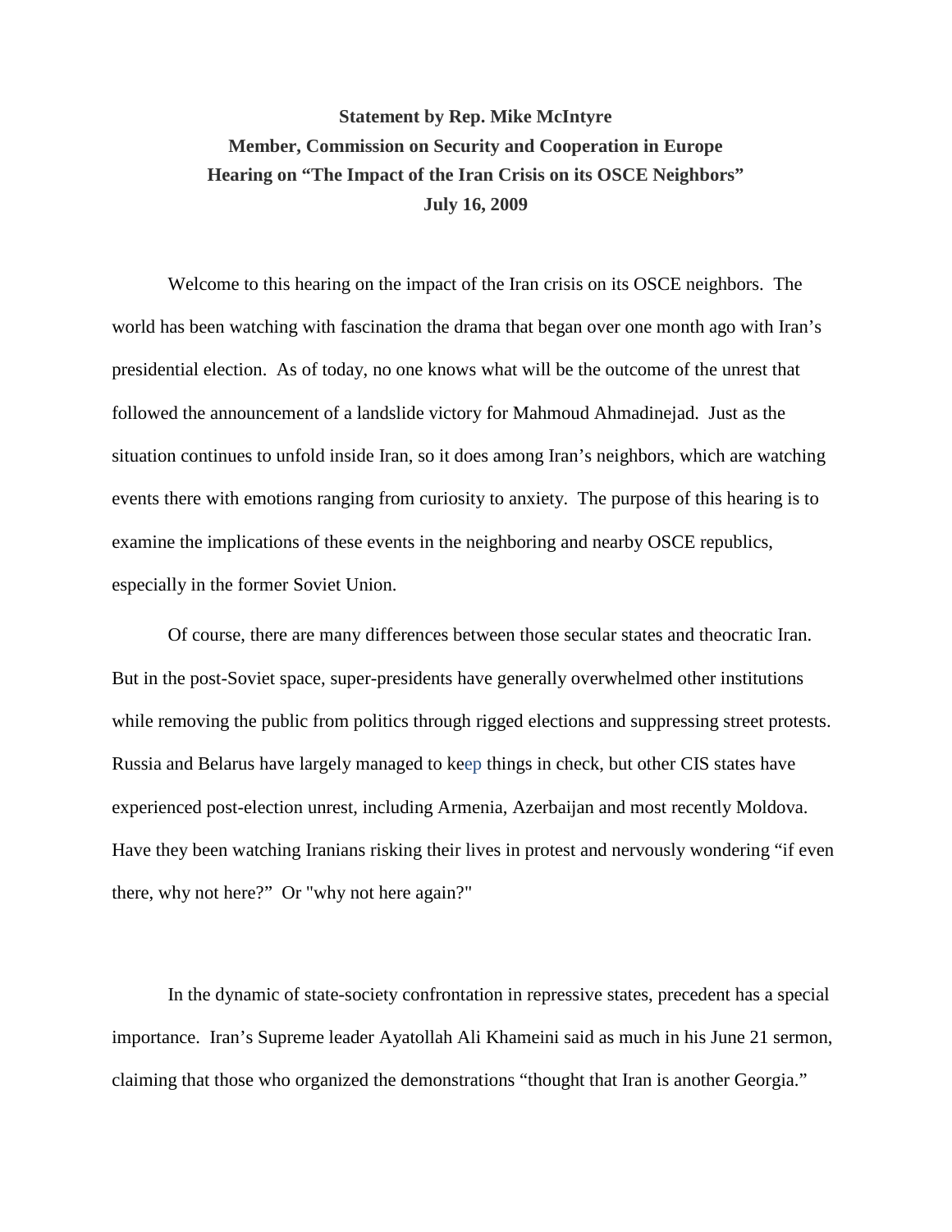**Statement by Rep. Mike McIntyre**
**Member, Commission on Security and Cooperation in Europe**
**Hearing on "The Impact of the Iran Crisis on its OSCE Neighbors"**
**July 16, 2009**

Welcome to this hearing on the impact of the Iran crisis on its OSCE neighbors. The world has been watching with fascination the drama that began over one month ago with Iran's presidential election. As of today, no one knows what will be the outcome of the unrest that followed the announcement of a landslide victory for Mahmoud Ahmadinejad. Just as the situation continues to unfold inside Iran, so it does among Iran's neighbors, which are watching events there with emotions ranging from curiosity to anxiety. The purpose of this hearing is to examine the implications of these events in the neighboring and nearby OSCE republics, especially in the former Soviet Union.

Of course, there are many differences between those secular states and theocratic Iran. But in the post-Soviet space, super-presidents have generally overwhelmed other institutions while removing the public from politics through rigged elections and suppressing street protests. Russia and Belarus have largely managed to keep things in check, but other CIS states have experienced post-election unrest, including Armenia, Azerbaijan and most recently Moldova. Have they been watching Iranians risking their lives in protest and nervously wondering "if even there, why not here?" Or "why not here again?"

In the dynamic of state-society confrontation in repressive states, precedent has a special importance. Iran's Supreme leader Ayatollah Ali Khameini said as much in his June 21 sermon, claiming that those who organized the demonstrations "thought that Iran is another Georgia."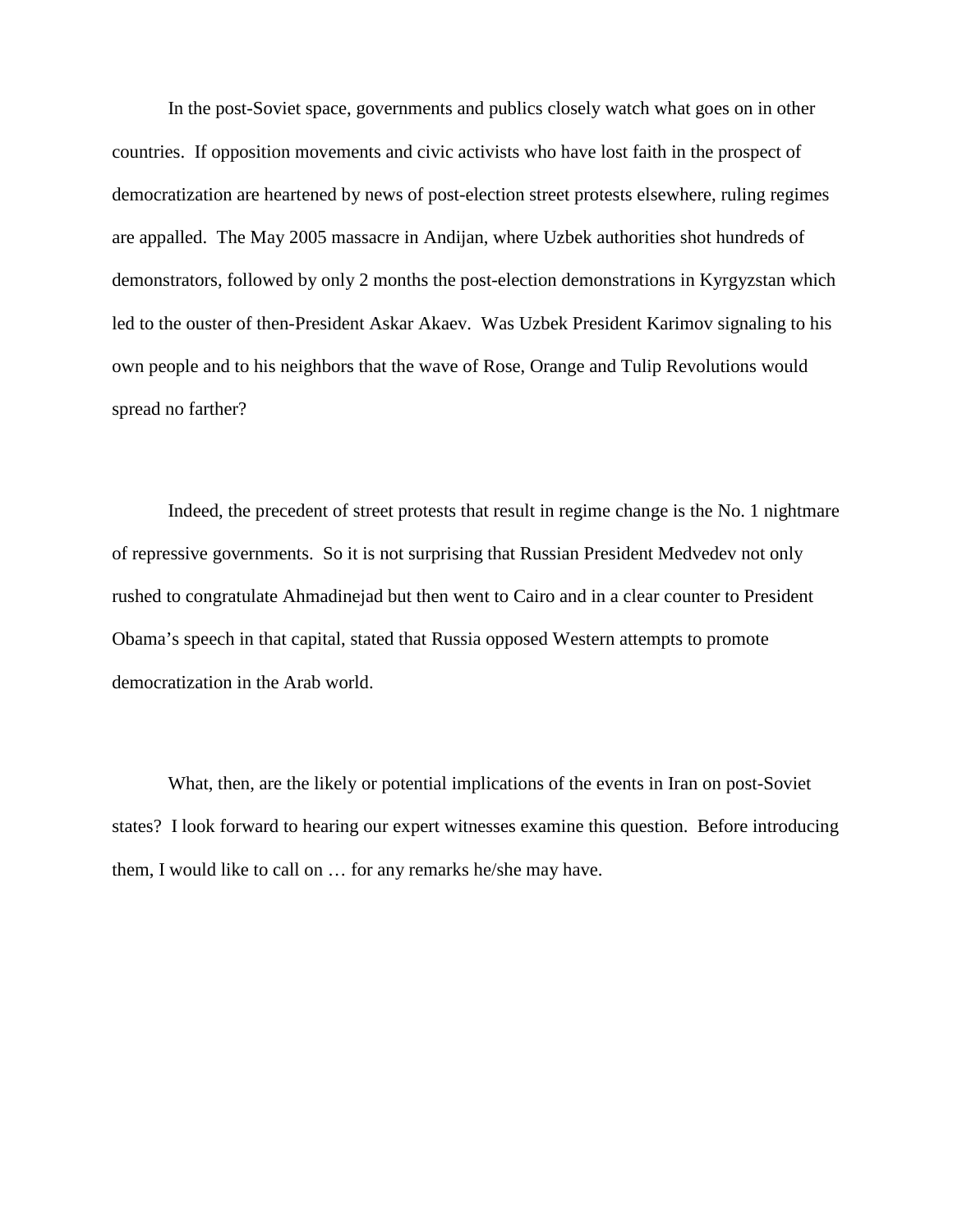In the post-Soviet space, governments and publics closely watch what goes on in other countries. If opposition movements and civic activists who have lost faith in the prospect of democratization are heartened by news of post-election street protests elsewhere, ruling regimes are appalled. The May 2005 massacre in Andijan, where Uzbek authorities shot hundreds of demonstrators, followed by only 2 months the post-election demonstrations in Kyrgyzstan which led to the ouster of then-President Askar Akaev. Was Uzbek President Karimov signaling to his own people and to his neighbors that the wave of Rose, Orange and Tulip Revolutions would spread no farther?

Indeed, the precedent of street protests that result in regime change is the No. 1 nightmare of repressive governments. So it is not surprising that Russian President Medvedev not only rushed to congratulate Ahmadinejad but then went to Cairo and in a clear counter to President Obama's speech in that capital, stated that Russia opposed Western attempts to promote democratization in the Arab world.

What, then, are the likely or potential implications of the events in Iran on post-Soviet states? I look forward to hearing our expert witnesses examine this question. Before introducing them, I would like to call on … for any remarks he/she may have.